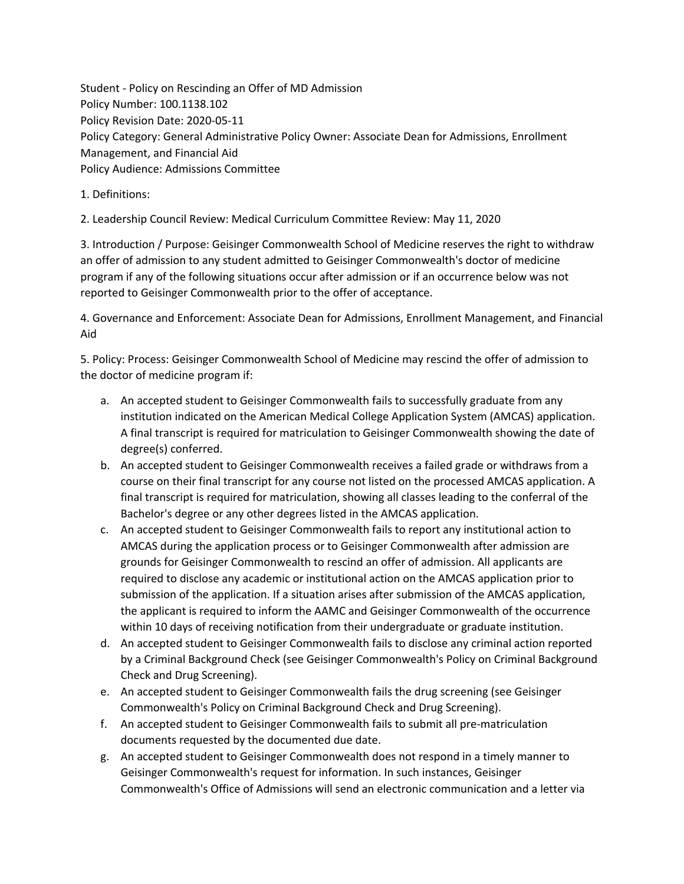Student - Policy on Rescinding an Offer of MD Admission
Policy Number: 100.1138.102
Policy Revision Date: 2020-05-11
Policy Category: General Administrative Policy Owner: Associate Dean for Admissions, Enrollment Management, and Financial Aid
Policy Audience: Admissions Committee

1. Definitions:

2. Leadership Council Review: Medical Curriculum Committee Review: May 11, 2020

3. Introduction / Purpose: Geisinger Commonwealth School of Medicine reserves the right to withdraw an offer of admission to any student admitted to Geisinger Commonwealth's doctor of medicine program if any of the following situations occur after admission or if an occurrence below was not reported to Geisinger Commonwealth prior to the offer of acceptance.

4. Governance and Enforcement: Associate Dean for Admissions, Enrollment Management, and Financial Aid

5. Policy: Process: Geisinger Commonwealth School of Medicine may rescind the offer of admission to the doctor of medicine program if:

   a. An accepted student to Geisinger Commonwealth fails to successfully graduate from any institution indicated on the American Medical College Application System (AMCAS) application. A final transcript is required for matriculation to Geisinger Commonwealth showing the date of degree(s) conferred.
   b. An accepted student to Geisinger Commonwealth receives a failed grade or withdraws from a course on their final transcript for any course not listed on the processed AMCAS application. A final transcript is required for matriculation, showing all classes leading to the conferral of the Bachelor's degree or any other degrees listed in the AMCAS application.
   c. An accepted student to Geisinger Commonwealth fails to report any institutional action to AMCAS during the application process or to Geisinger Commonwealth after admission are grounds for Geisinger Commonwealth to rescind an offer of admission. All applicants are required to disclose any academic or institutional action on the AMCAS application prior to submission of the application. If a situation arises after submission of the AMCAS application, the applicant is required to inform the AAMC and Geisinger Commonwealth of the occurrence within 10 days of receiving notification from their undergraduate or graduate institution.
   d. An accepted student to Geisinger Commonwealth fails to disclose any criminal action reported by a Criminal Background Check (see Geisinger Commonwealth's Policy on Criminal Background Check and Drug Screening).
   e. An accepted student to Geisinger Commonwealth fails the drug screening (see Geisinger Commonwealth's Policy on Criminal Background Check and Drug Screening).
   f. An accepted student to Geisinger Commonwealth fails to submit all pre-matriculation documents requested by the documented due date.
   g. An accepted student to Geisinger Commonwealth does not respond in a timely manner to Geisinger Commonwealth's request for information. In such instances, Geisinger Commonwealth's Office of Admissions will send an electronic communication and a letter via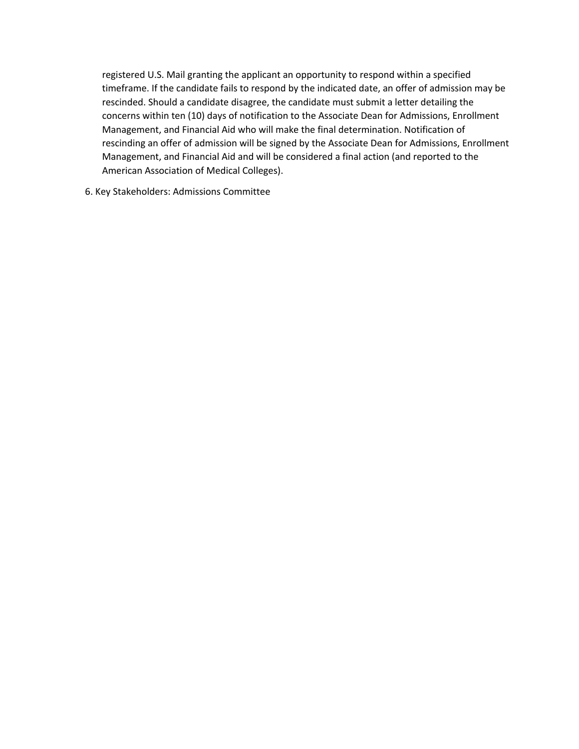registered U.S. Mail granting the applicant an opportunity to respond within a specified timeframe. If the candidate fails to respond by the indicated date, an offer of admission may be rescinded. Should a candidate disagree, the candidate must submit a letter detailing the concerns within ten (10) days of notification to the Associate Dean for Admissions, Enrollment Management, and Financial Aid who will make the final determination. Notification of rescinding an offer of admission will be signed by the Associate Dean for Admissions, Enrollment Management, and Financial Aid and will be considered a final action (and reported to the American Association of Medical Colleges).

6. Key Stakeholders: Admissions Committee